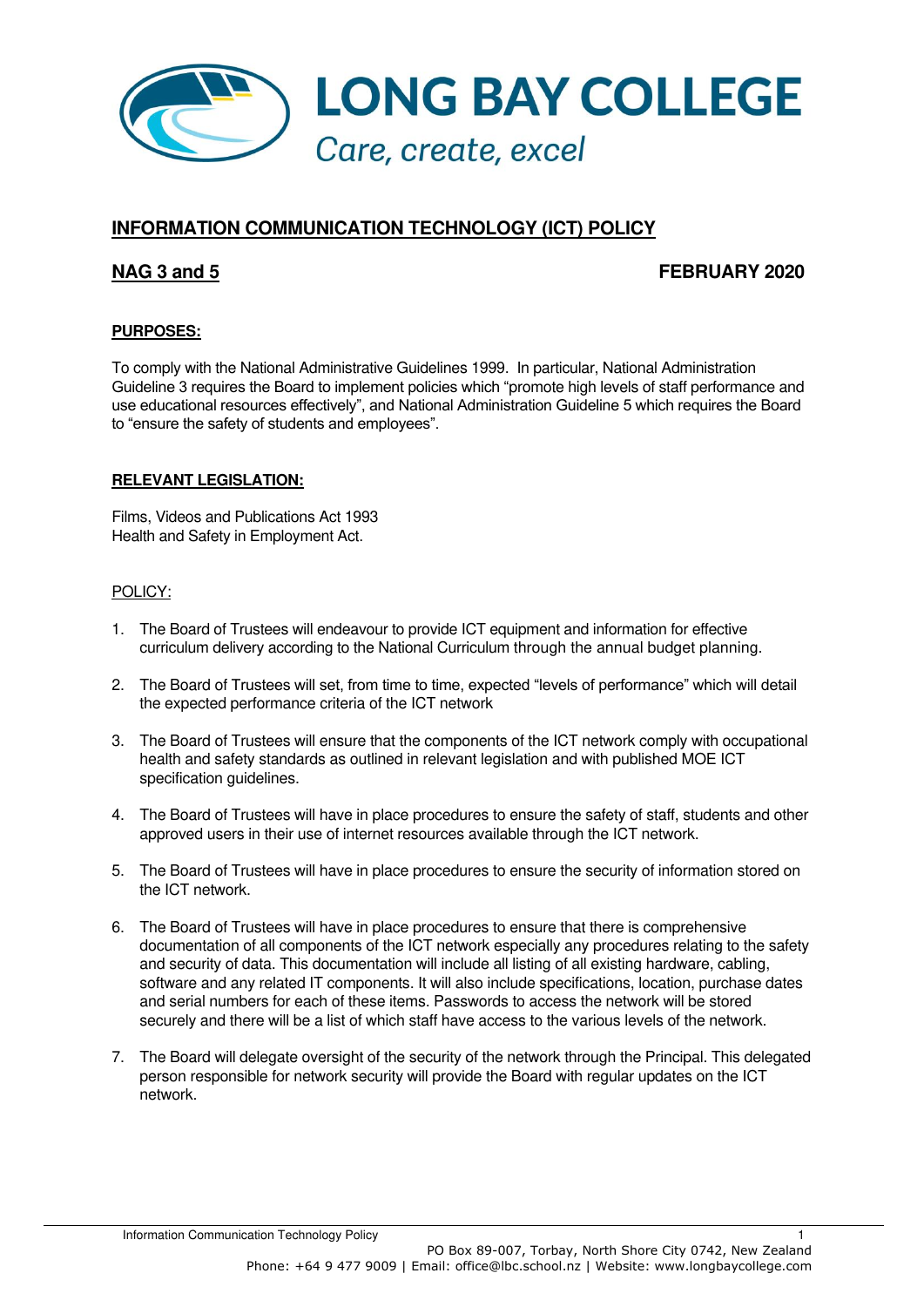# LONG BAY COLLEGE

*Care, create, excel*

## INFORMATION COMMUNICATION TECHNOLOGY (ICT) POLICY

**NAG 3 and 5** **FEBRUARY 2020**

### PURPOSES:

To comply with the National Administrative Guidelines 1999. In particular, National Administration Guideline 3 requires the Board to implement policies which "promote high levels of staff performance and use educational resources effectively", and National Administration Guideline 5 which requires the Board to "ensure the safety of students and employees".

### RELEVANT LEGISLATION:

Films, Videos and Publications Act 1993
Health and Safety in Employment Act.

### POLICY:

1. The Board of Trustees will endeavour to provide ICT equipment and information for effective curriculum delivery according to the National Curriculum through the annual budget planning.

2. The Board of Trustees will set, from time to time, expected "levels of performance" which will detail the expected performance criteria of the ICT network

3. The Board of Trustees will ensure that the components of the ICT network comply with occupational health and safety standards as outlined in relevant legislation and with published MOE ICT specification guidelines.

4. The Board of Trustees will have in place procedures to ensure the safety of staff, students and other approved users in their use of internet resources available through the ICT network.

5. The Board of Trustees will have in place procedures to ensure the security of information stored on the ICT network.

6. The Board of Trustees will have in place procedures to ensure that there is comprehensive documentation of all components of the ICT network especially any procedures relating to the safety and security of data. This documentation will include all listing of all existing hardware, cabling, software and any related IT components. It will also include specifications, location, purchase dates and serial numbers for each of these items. Passwords to access the network will be stored securely and there will be a list of which staff have access to the various levels of the network.

7. The Board will delegate oversight of the security of the network through the Principal. This delegated person responsible for network security will provide the Board with regular updates on the ICT network.

PO Box 89-007, Torbay, North Shore City 0742, New Zealand
Phone: +64 9 477 9009 | Email: office@lbc.school.nz | Website: www.longbaycollege.com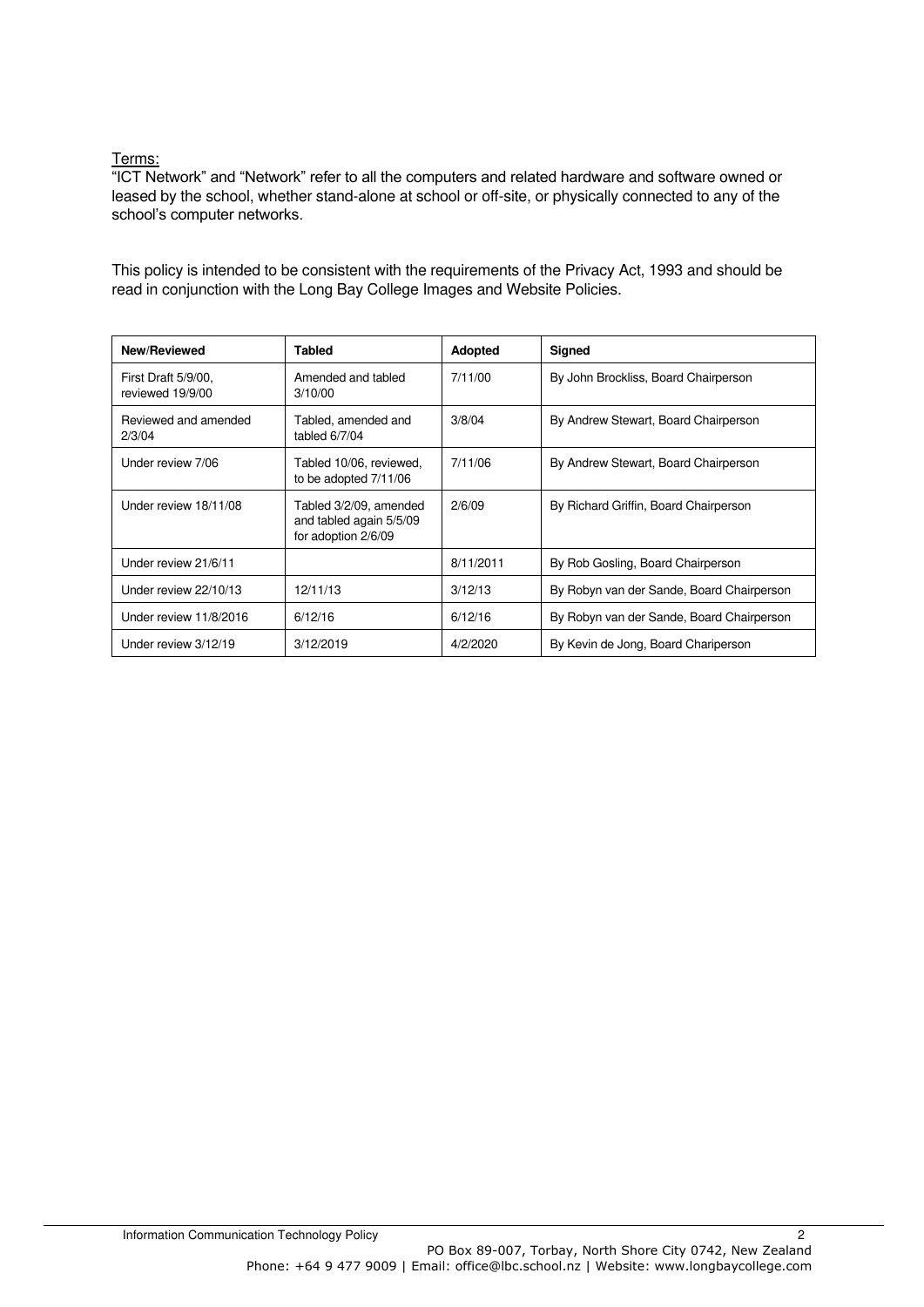Terms:
"ICT Network" and "Network" refer to all the computers and related hardware and software owned or leased by the school, whether stand-alone at school or off-site, or physically connected to any of the school's computer networks.

This policy is intended to be consistent with the requirements of the Privacy Act, 1993 and should be read in conjunction with the Long Bay College Images and Website Policies.

| New/Reviewed | Tabled | Adopted | Signed |
|---|---|---|---|
| First Draft 5/9/00, reviewed 19/9/00 | Amended and tabled 3/10/00 | 7/11/00 | By John Brockliss, Board Chairperson |
| Reviewed and amended 2/3/04 | Tabled, amended and tabled 6/7/04 | 3/8/04 | By Andrew Stewart, Board Chairperson |
| Under review 7/06 | Tabled 10/06, reviewed, to be adopted 7/11/06 | 7/11/06 | By Andrew Stewart, Board Chairperson |
| Under review 18/11/08 | Tabled 3/2/09, amended and tabled again 5/5/09 for adoption 2/6/09 | 2/6/09 | By Richard Griffin, Board Chairperson |
| Under review 21/6/11 | | 8/11/2011 | By Rob Gosling, Board Chairperson |
| Under review 22/10/13 | 12/11/13 | 3/12/13 | By Robyn van der Sande, Board Chairperson |
| Under review 11/8/2016 | 6/12/16 | 6/12/16 | By Robyn van der Sande, Board Chairperson |
| Under review 3/12/19 | 3/12/2019 | 4/2/2020 | By Kevin de Jong, Board Chariperson |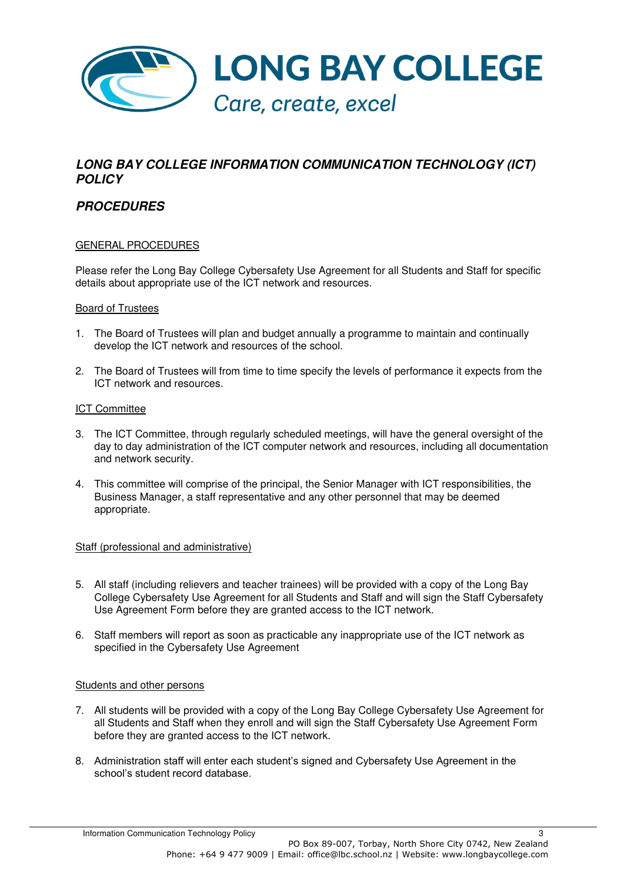**LONG BAY COLLEGE**
*Care, create, excel*

## *LONG BAY COLLEGE INFORMATION COMMUNICATION TECHNOLOGY (ICT) POLICY*

## *PROCEDURES*

### GENERAL PROCEDURES

Please refer the Long Bay College Cybersafety Use Agreement for all Students and Staff for specific details about appropriate use of the ICT network and resources.

#### Board of Trustees

1. The Board of Trustees will plan and budget annually a programme to maintain and continually develop the ICT network and resources of the school.
2. The Board of Trustees will from time to time specify the levels of performance it expects from the ICT network and resources.

#### ICT Committee

3. The ICT Committee, through regularly scheduled meetings, will have the general oversight of the day to day administration of the ICT computer network and resources, including all documentation and network security.
4. This committee will comprise of the principal, the Senior Manager with ICT responsibilities, the Business Manager, a staff representative and any other personnel that may be deemed appropriate.

#### Staff (professional and administrative)

5. All staff (including relievers and teacher trainees) will be provided with a copy of the Long Bay College Cybersafety Use Agreement for all Students and Staff and will sign the Staff Cybersafety Use Agreement Form before they are granted access to the ICT network.
6. Staff members will report as soon as practicable any inappropriate use of the ICT network as specified in the Cybersafety Use Agreement

#### Students and other persons

7. All students will be provided with a copy of the Long Bay College Cybersafety Use Agreement for all Students and Staff when they enroll and will sign the Staff Cybersafety Use Agreement Form before they are granted access to the ICT network.
8. Administration staff will enter each student's signed and Cybersafety Use Agreement in the school's student record database.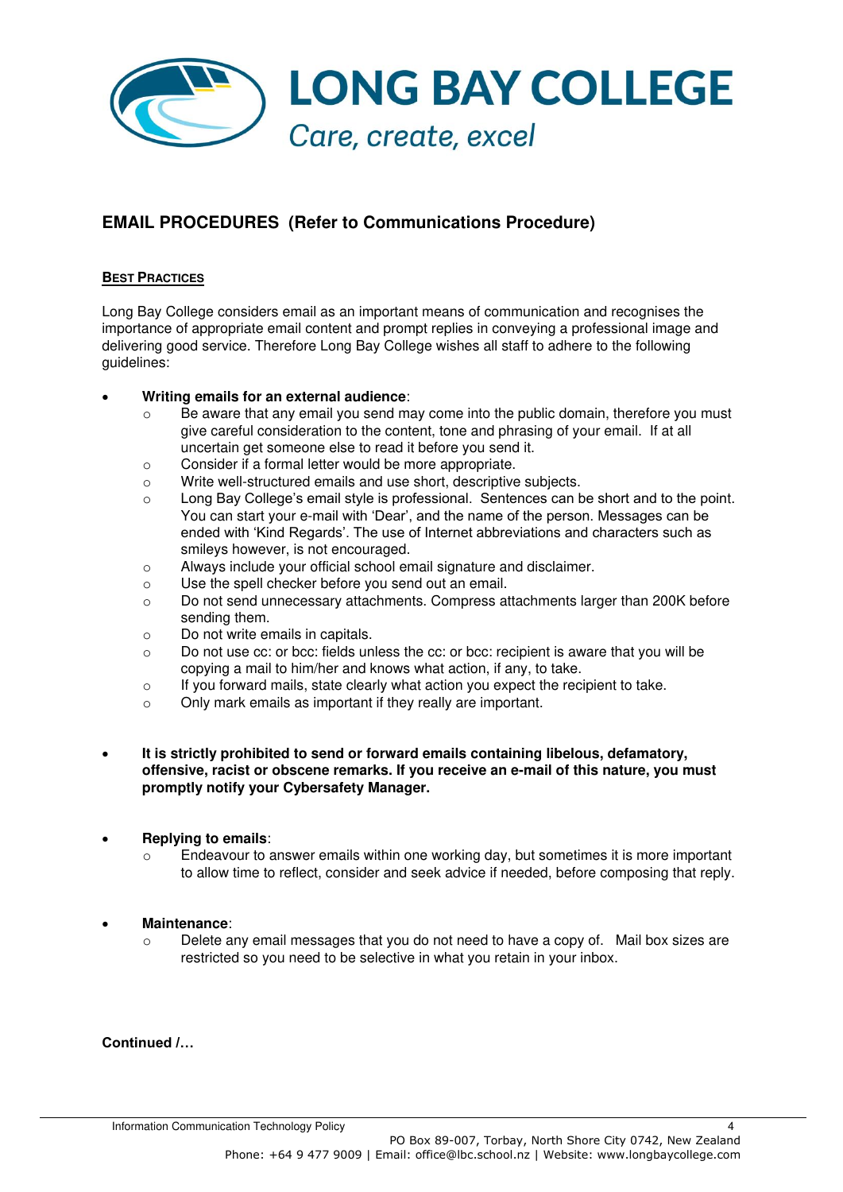# LONG BAY COLLEGE

*Care, create, excel*

## EMAIL PROCEDURES (Refer to Communications Procedure)

### BEST PRACTICES

Long Bay College considers email as an important means of communication and recognises the importance of appropriate email content and prompt replies in conveying a professional image and delivering good service. Therefore Long Bay College wishes all staff to adhere to the following guidelines:

- **Writing emails for an external audience**:
  - Be aware that any email you send may come into the public domain, therefore you must give careful consideration to the content, tone and phrasing of your email. If at all uncertain get someone else to read it before you send it.
  - Consider if a formal letter would be more appropriate.
  - Write well-structured emails and use short, descriptive subjects.
  - Long Bay College's email style is professional. Sentences can be short and to the point. You can start your e-mail with 'Dear', and the name of the person. Messages can be ended with 'Kind Regards'. The use of Internet abbreviations and characters such as smileys however, is not encouraged.
  - Always include your official school email signature and disclaimer.
  - Use the spell checker before you send out an email.
  - Do not send unnecessary attachments. Compress attachments larger than 200K before sending them.
  - Do not write emails in capitals.
  - Do not use cc: or bcc: fields unless the cc: or bcc: recipient is aware that you will be copying a mail to him/her and knows what action, if any, to take.
  - If you forward mails, state clearly what action you expect the recipient to take.
  - Only mark emails as important if they really are important.

- **It is strictly prohibited to send or forward emails containing libelous, defamatory, offensive, racist or obscene remarks. If you receive an e-mail of this nature, you must promptly notify your Cybersafety Manager.**

- **Replying to emails**:
  - Endeavour to answer emails within one working day, but sometimes it is more important to allow time to reflect, consider and seek advice if needed, before composing that reply.

- **Maintenance**:
  - Delete any email messages that you do not need to have a copy of. Mail box sizes are restricted so you need to be selective in what you retain in your inbox.

**Continued /…**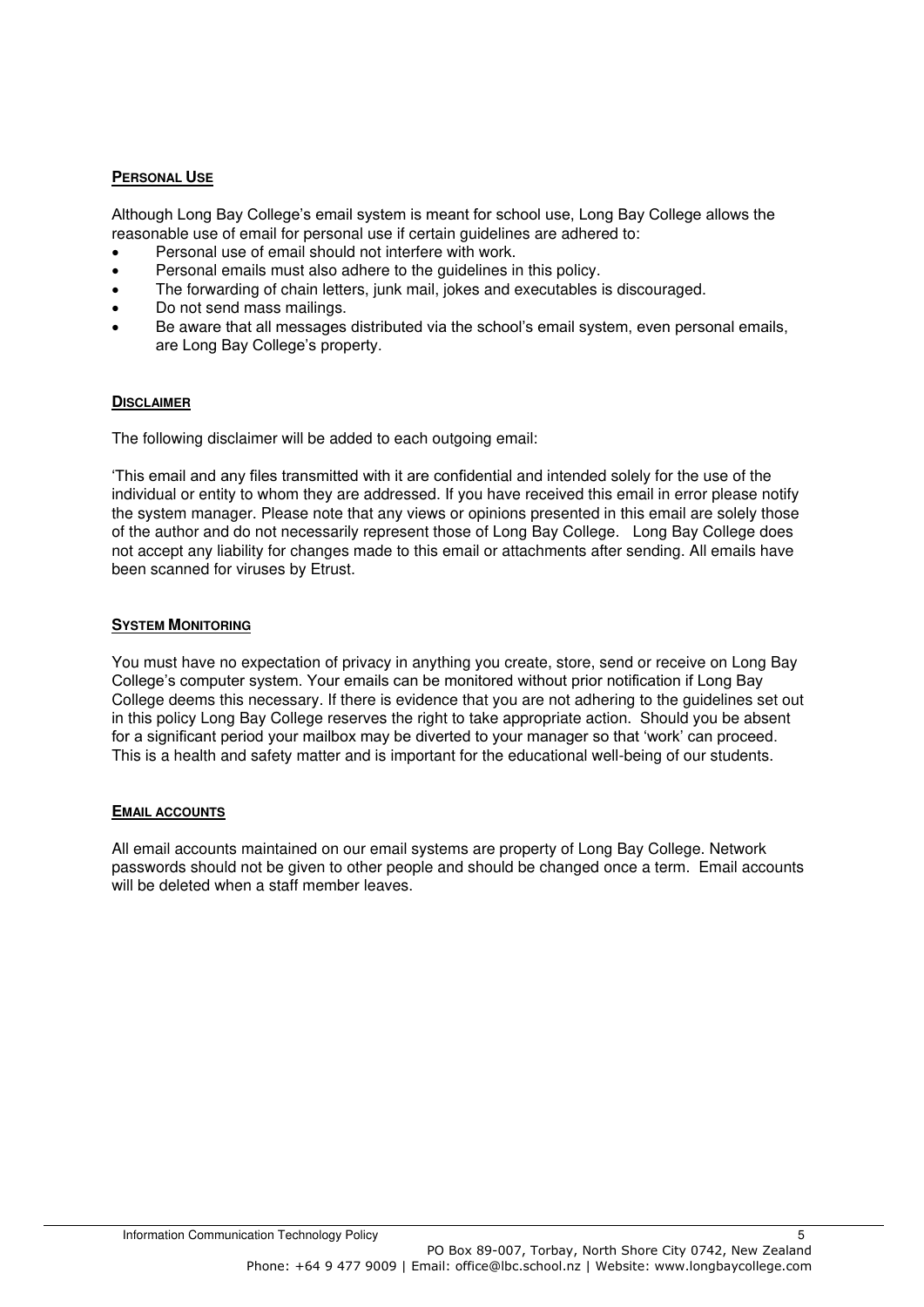## PERSONAL USE

Although Long Bay College's email system is meant for school use, Long Bay College allows the reasonable use of email for personal use if certain guidelines are adhered to:

- Personal use of email should not interfere with work.
- Personal emails must also adhere to the guidelines in this policy.
- The forwarding of chain letters, junk mail, jokes and executables is discouraged.
- Do not send mass mailings.
- Be aware that all messages distributed via the school's email system, even personal emails, are Long Bay College's property.

## DISCLAIMER

The following disclaimer will be added to each outgoing email:

'This email and any files transmitted with it are confidential and intended solely for the use of the individual or entity to whom they are addressed. If you have received this email in error please notify the system manager. Please note that any views or opinions presented in this email are solely those of the author and do not necessarily represent those of Long Bay College. Long Bay College does not accept any liability for changes made to this email or attachments after sending. All emails have been scanned for viruses by Etrust.

## SYSTEM MONITORING

You must have no expectation of privacy in anything you create, store, send or receive on Long Bay College's computer system. Your emails can be monitored without prior notification if Long Bay College deems this necessary. If there is evidence that you are not adhering to the guidelines set out in this policy Long Bay College reserves the right to take appropriate action. Should you be absent for a significant period your mailbox may be diverted to your manager so that 'work' can proceed. This is a health and safety matter and is important for the educational well-being of our students.

## EMAIL ACCOUNTS

All email accounts maintained on our email systems are property of Long Bay College. Network passwords should not be given to other people and should be changed once a term. Email accounts will be deleted when a staff member leaves.